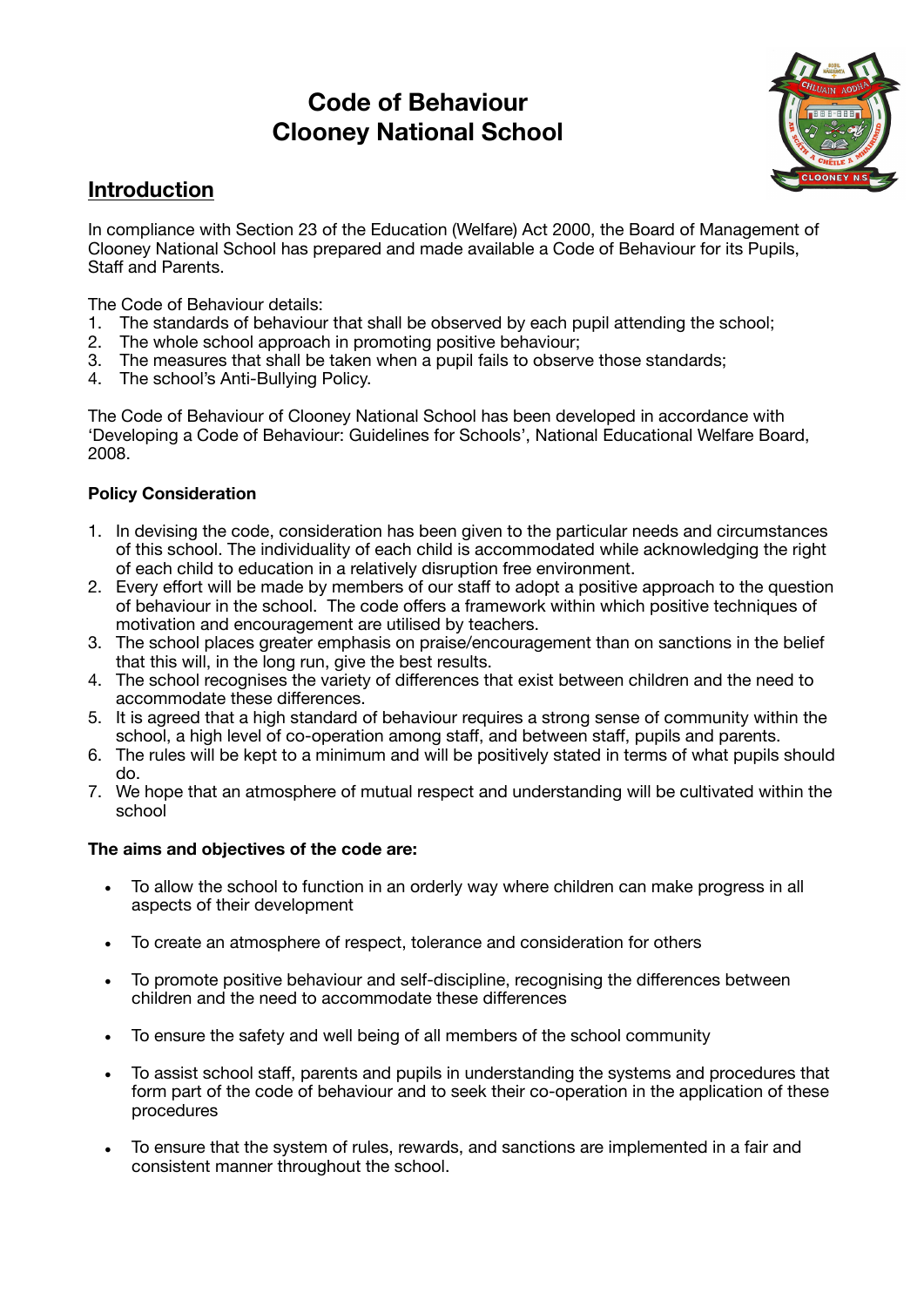# Code of Behaviour
# Clooney National School

## Introduction

In compliance with Section 23 of the Education (Welfare) Act 2000, the Board of Management of Clooney National School has prepared and made available a Code of Behaviour for its Pupils, Staff and Parents.

The Code of Behaviour details:
1. The standards of behaviour that shall be observed by each pupil attending the school;
2. The whole school approach in promoting positive behaviour;
3. The measures that shall be taken when a pupil fails to observe those standards;
4. The school's Anti-Bullying Policy.

The Code of Behaviour of Clooney National School has been developed in accordance with 'Developing a Code of Behaviour: Guidelines for Schools', National Educational Welfare Board, 2008.

**Policy Consideration**

1. In devising the code, consideration has been given to the particular needs and circumstances of this school. The individuality of each child is accommodated while acknowledging the right of each child to education in a relatively disruption free environment.
2. Every effort will be made by members of our staff to adopt a positive approach to the question of behaviour in the school. The code offers a framework within which positive techniques of motivation and encouragement are utilised by teachers.
3. The school places greater emphasis on praise/encouragement than on sanctions in the belief that this will, in the long run, give the best results.
4. The school recognises the variety of differences that exist between children and the need to accommodate these differences.
5. It is agreed that a high standard of behaviour requires a strong sense of community within the school, a high level of co-operation among staff, and between staff, pupils and parents.
6. The rules will be kept to a minimum and will be positively stated in terms of what pupils should do.
7. We hope that an atmosphere of mutual respect and understanding will be cultivated within the school

**The aims and objectives of the code are:**

- To allow the school to function in an orderly way where children can make progress in all aspects of their development
- To create an atmosphere of respect, tolerance and consideration for others
- To promote positive behaviour and self-discipline, recognising the differences between children and the need to accommodate these differences
- To ensure the safety and well being of all members of the school community
- To assist school staff, parents and pupils in understanding the systems and procedures that form part of the code of behaviour and to seek their co-operation in the application of these procedures
- To ensure that the system of rules, rewards, and sanctions are implemented in a fair and consistent manner throughout the school.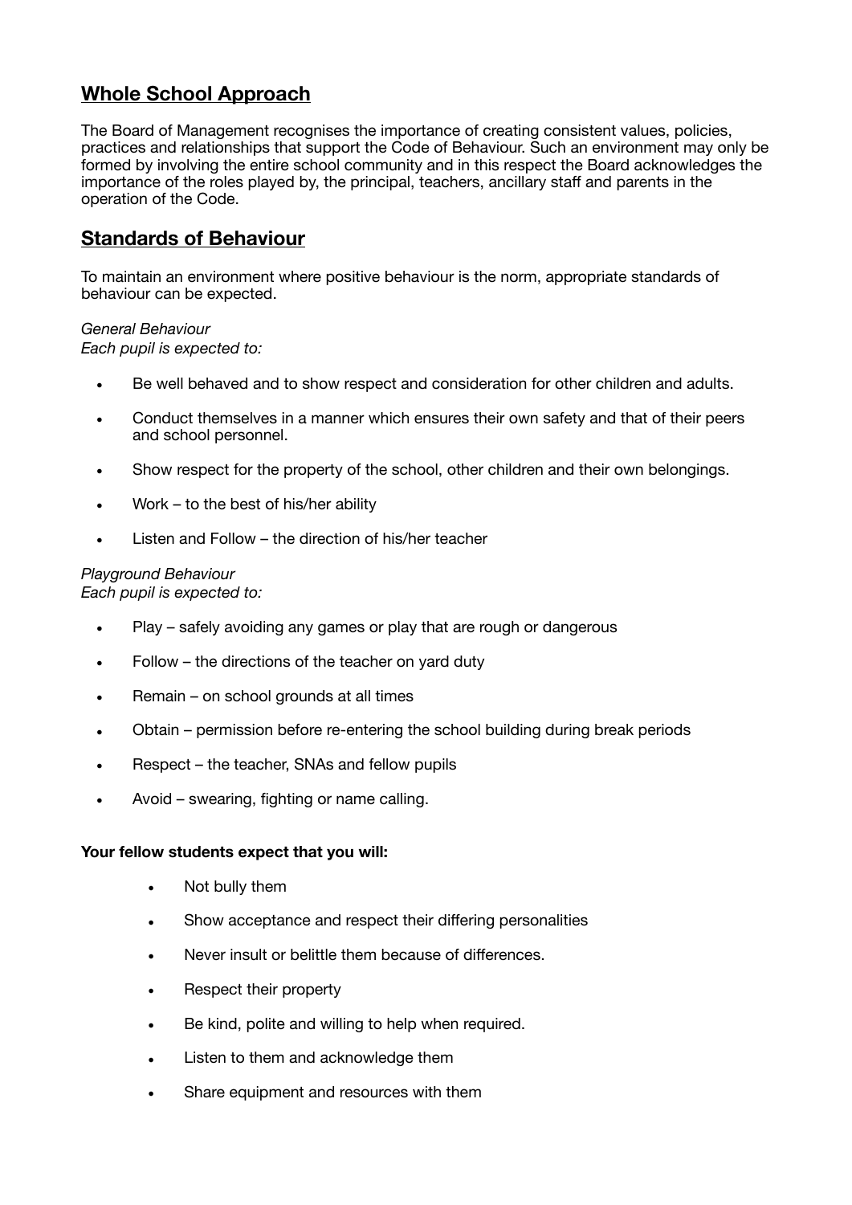## Whole School Approach

The Board of Management recognises the importance of creating consistent values, policies, practices and relationships that support the Code of Behaviour. Such an environment may only be formed by involving the entire school community and in this respect the Board acknowledges the importance of the roles played by, the principal, teachers, ancillary staff and parents in the operation of the Code.

## Standards of Behaviour

To maintain an environment where positive behaviour is the norm, appropriate standards of behaviour can be expected.

*General Behaviour*
*Each pupil is expected to:*

- Be well behaved and to show respect and consideration for other children and adults.
- Conduct themselves in a manner which ensures their own safety and that of their peers and school personnel.
- Show respect for the property of the school, other children and their own belongings.
- Work – to the best of his/her ability
- Listen and Follow – the direction of his/her teacher

*Playground Behaviour*
*Each pupil is expected to:*

- Play – safely avoiding any games or play that are rough or dangerous
- Follow – the directions of the teacher on yard duty
- Remain – on school grounds at all times
- Obtain – permission before re-entering the school building during break periods
- Respect – the teacher, SNAs and fellow pupils
- Avoid – swearing, fighting or name calling.

**Your fellow students expect that you will:**

- Not bully them
- Show acceptance and respect their differing personalities
- Never insult or belittle them because of differences.
- Respect their property
- Be kind, polite and willing to help when required.
- Listen to them and acknowledge them
- Share equipment and resources with them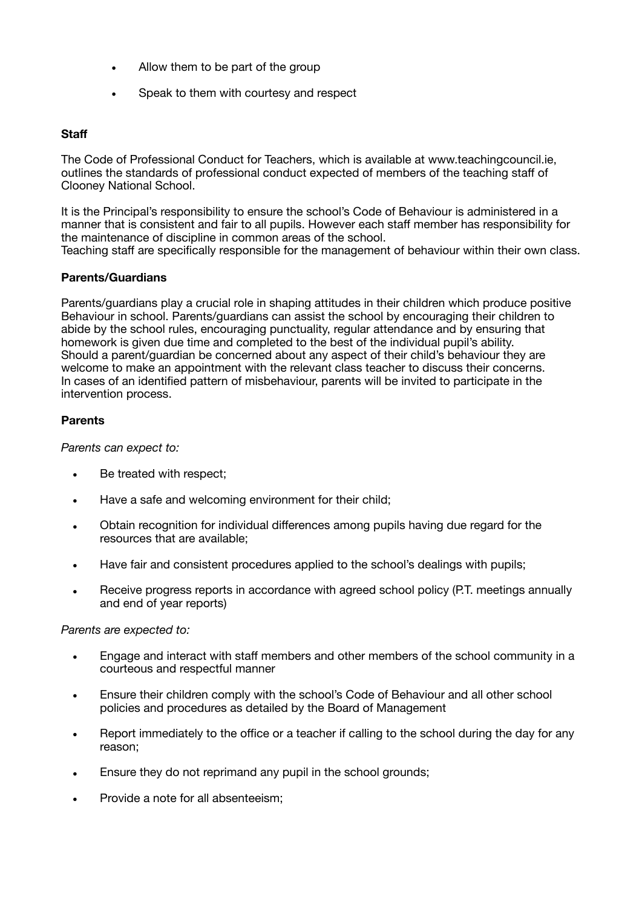- Allow them to be part of the group
- Speak to them with courtesy and respect

**Staff**

The Code of Professional Conduct for Teachers, which is available at www.teachingcouncil.ie, outlines the standards of professional conduct expected of members of the teaching staff of Clooney National School.

It is the Principal's responsibility to ensure the school's Code of Behaviour is administered in a manner that is consistent and fair to all pupils. However each staff member has responsibility for the maintenance of discipline in common areas of the school.
Teaching staff are specifically responsible for the management of behaviour within their own class.

**Parents/Guardians**

Parents/guardians play a crucial role in shaping attitudes in their children which produce positive Behaviour in school. Parents/guardians can assist the school by encouraging their children to abide by the school rules, encouraging punctuality, regular attendance and by ensuring that homework is given due time and completed to the best of the individual pupil's ability.
Should a parent/guardian be concerned about any aspect of their child's behaviour they are welcome to make an appointment with the relevant class teacher to discuss their concerns.
In cases of an identified pattern of misbehaviour, parents will be invited to participate in the intervention process.

**Parents**

*Parents can expect to:*

- Be treated with respect;
- Have a safe and welcoming environment for their child;
- Obtain recognition for individual differences among pupils having due regard for the resources that are available;
- Have fair and consistent procedures applied to the school's dealings with pupils;
- Receive progress reports in accordance with agreed school policy (P.T. meetings annually and end of year reports)

*Parents are expected to:*

- Engage and interact with staff members and other members of the school community in a courteous and respectful manner
- Ensure their children comply with the school's Code of Behaviour and all other school policies and procedures as detailed by the Board of Management
- Report immediately to the office or a teacher if calling to the school during the day for any reason;
- Ensure they do not reprimand any pupil in the school grounds;
- Provide a note for all absenteeism;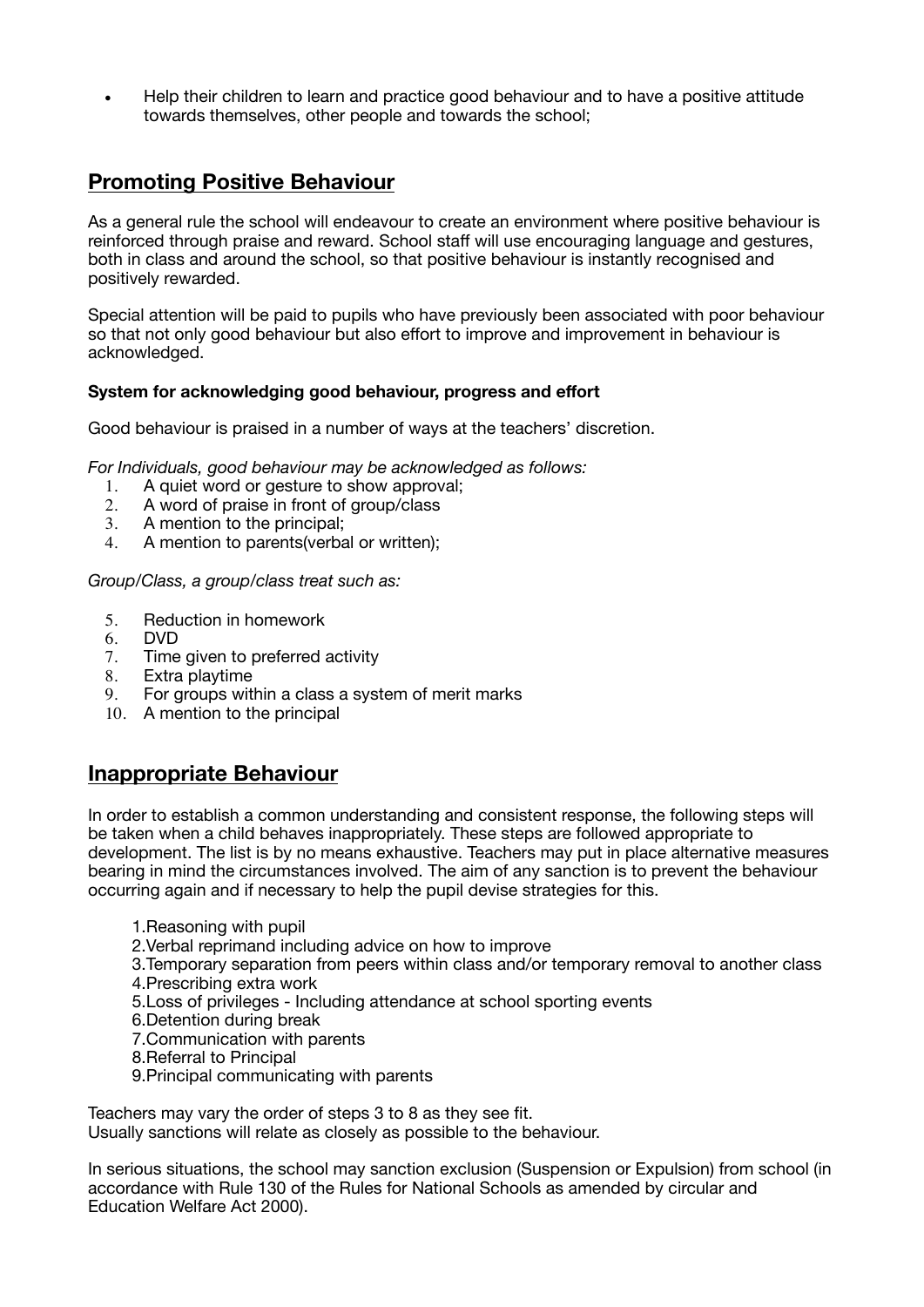- Help their children to learn and practice good behaviour and to have a positive attitude towards themselves, other people and towards the school;

## Promoting Positive Behaviour

As a general rule the school will endeavour to create an environment where positive behaviour is reinforced through praise and reward. School staff will use encouraging language and gestures, both in class and around the school, so that positive behaviour is instantly recognised and positively rewarded.

Special attention will be paid to pupils who have previously been associated with poor behaviour so that not only good behaviour but also effort to improve and improvement in behaviour is acknowledged.

**System for acknowledging good behaviour, progress and effort**

Good behaviour is praised in a number of ways at the teachers' discretion.

*For Individuals, good behaviour may be acknowledged as follows:*

1. A quiet word or gesture to show approval;
2. A word of praise in front of group/class
3. A mention to the principal;
4. A mention to parents(verbal or written);

*Group/Class, a group/class treat such as:*

5. Reduction in homework
6. DVD
7. Time given to preferred activity
8. Extra playtime
9. For groups within a class a system of merit marks
10. A mention to the principal

## Inappropriate Behaviour

In order to establish a common understanding and consistent response, the following steps will be taken when a child behaves inappropriately. These steps are followed appropriate to development. The list is by no means exhaustive. Teachers may put in place alternative measures bearing in mind the circumstances involved. The aim of any sanction is to prevent the behaviour occurring again and if necessary to help the pupil devise strategies for this.

1. Reasoning with pupil
2. Verbal reprimand including advice on how to improve
3. Temporary separation from peers within class and/or temporary removal to another class
4. Prescribing extra work
5. Loss of privileges - Including attendance at school sporting events
6. Detention during break
7. Communication with parents
8. Referral to Principal
9. Principal communicating with parents

Teachers may vary the order of steps 3 to 8 as they see fit.
Usually sanctions will relate as closely as possible to the behaviour.

In serious situations, the school may sanction exclusion (Suspension or Expulsion) from school (in accordance with Rule 130 of the Rules for National Schools as amended by circular and Education Welfare Act 2000).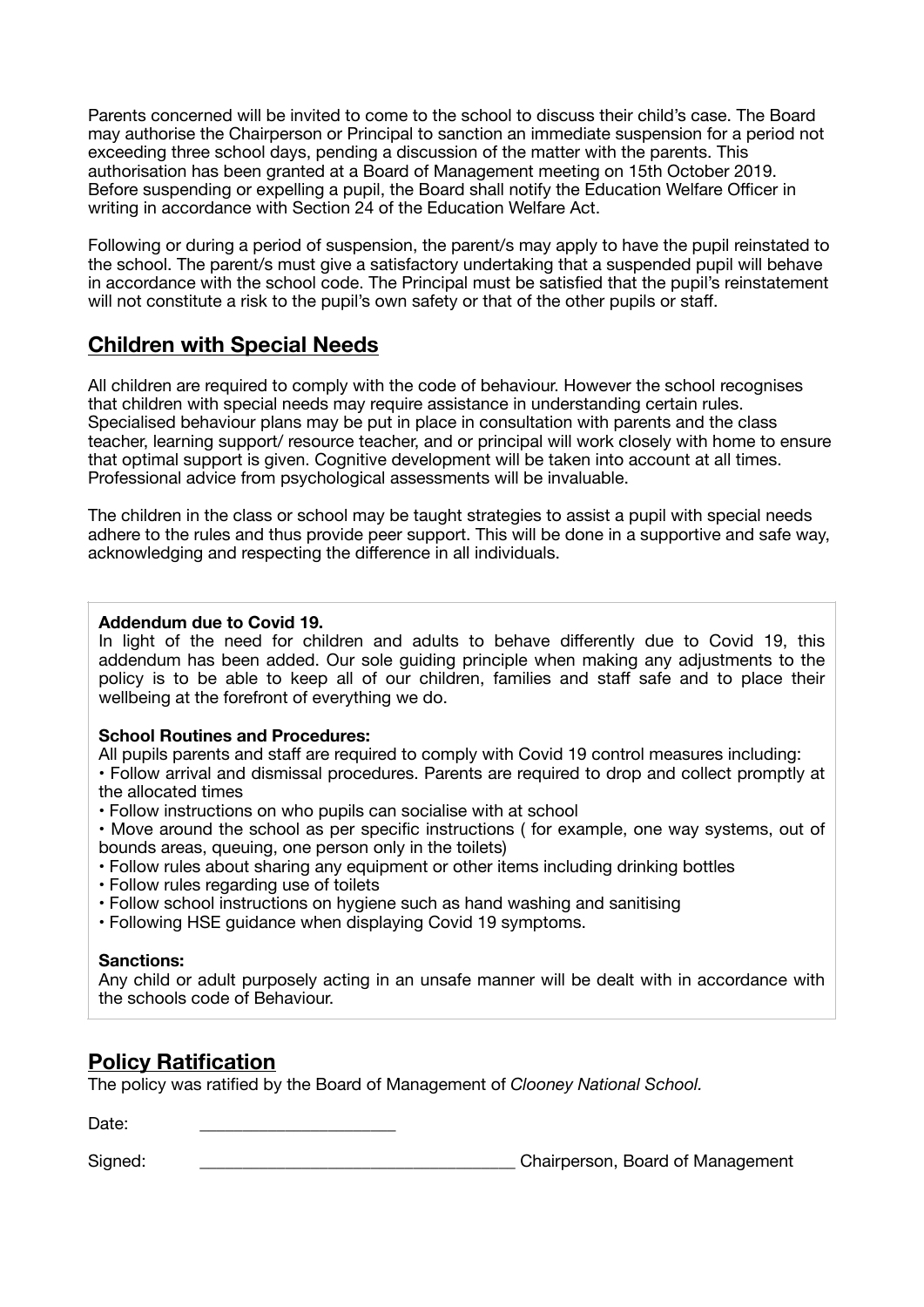Parents concerned will be invited to come to the school to discuss their child's case. The Board may authorise the Chairperson or Principal to sanction an immediate suspension for a period not exceeding three school days, pending a discussion of the matter with the parents. This authorisation has been granted at a Board of Management meeting on 15th October 2019. Before suspending or expelling a pupil, the Board shall notify the Education Welfare Officer in writing in accordance with Section 24 of the Education Welfare Act.

Following or during a period of suspension, the parent/s may apply to have the pupil reinstated to the school. The parent/s must give a satisfactory undertaking that a suspended pupil will behave in accordance with the school code. The Principal must be satisfied that the pupil's reinstatement will not constitute a risk to the pupil's own safety or that of the other pupils or staff.

## Children with Special Needs

All children are required to comply with the code of behaviour. However the school recognises that children with special needs may require assistance in understanding certain rules. Specialised behaviour plans may be put in place in consultation with parents and the class teacher, learning support/ resource teacher, and or principal will work closely with home to ensure that optimal support is given. Cognitive development will be taken into account at all times. Professional advice from psychological assessments will be invaluable.

The children in the class or school may be taught strategies to assist a pupil with special needs adhere to the rules and thus provide peer support. This will be done in a supportive and safe way, acknowledging and respecting the difference in all individuals.

**Addendum due to Covid 19.**
In light of the need for children and adults to behave differently due to Covid 19, this addendum has been added. Our sole guiding principle when making any adjustments to the policy is to be able to keep all of our children, families and staff safe and to place their wellbeing at the forefront of everything we do.

**School Routines and Procedures:**
All pupils parents and staff are required to comply with Covid 19 control measures including:

- Follow arrival and dismissal procedures. Parents are required to drop and collect promptly at the allocated times
- Follow instructions on who pupils can socialise with at school
- Move around the school as per specific instructions ( for example, one way systems, out of bounds areas, queuing, one person only in the toilets)
- Follow rules about sharing any equipment or other items including drinking bottles
- Follow rules regarding use of toilets
- Follow school instructions on hygiene such as hand washing and sanitising
- Following HSE guidance when displaying Covid 19 symptoms.

**Sanctions:**
Any child or adult purposely acting in an unsafe manner will be dealt with in accordance with the schools code of Behaviour.

## Policy Ratification

The policy was ratified by the Board of Management of *Clooney National School.*

Date: ______________________

Signed: __________________________________ Chairperson, Board of Management